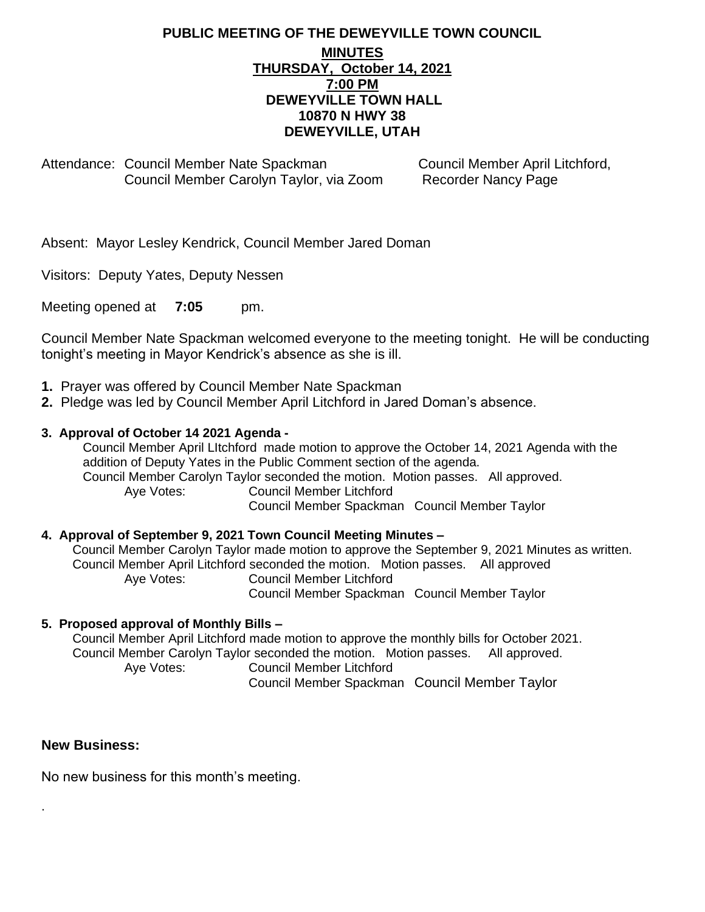# PUBLIC MEETING OF THE DEWEYVILLE TOWN COUNCIL

**MINUTES**
**THURSDAY, October 14, 2021**
**7:00 PM**
**DEWEYVILLE TOWN HALL**
**10870 N HWY 38**
**DEWEYVILLE, UTAH**

Attendance: Council Member Nate Spackman, Council Member April Litchford, Council Member Carolyn Taylor, via Zoom, Recorder Nancy Page

Absent: Mayor Lesley Kendrick, Council Member Jared Doman

Visitors: Deputy Yates, Deputy Nessen

Meeting opened at **7:05** pm.

Council Member Nate Spackman welcomed everyone to the meeting tonight. He will be conducting tonight's meeting in Mayor Kendrick's absence as she is ill.

1. Prayer was offered by Council Member Nate Spackman
2. Pledge was led by Council Member April Litchford in Jared Doman's absence.

**3. Approval of October 14 2021 Agenda -**

Council Member April LItchford made motion to approve the October 14, 2021 Agenda with the addition of Deputy Yates in the Public Comment section of the agenda.
Council Member Carolyn Taylor seconded the motion. Motion passes. All approved.
Aye Votes: Council Member Litchford
Council Member Spackman Council Member Taylor

**4. Approval of September 9, 2021 Town Council Meeting Minutes –**

Council Member Carolyn Taylor made motion to approve the September 9, 2021 Minutes as written.
Council Member April Litchford seconded the motion. Motion passes. All approved
Aye Votes: Council Member Litchford
Council Member Spackman Council Member Taylor

**5. Proposed approval of Monthly Bills –**

Council Member April Litchford made motion to approve the monthly bills for October 2021.
Council Member Carolyn Taylor seconded the motion. Motion passes. All approved.
Aye Votes: Council Member Litchford
Council Member Spackman Council Member Taylor

## New Business:

No new business for this month's meeting.

.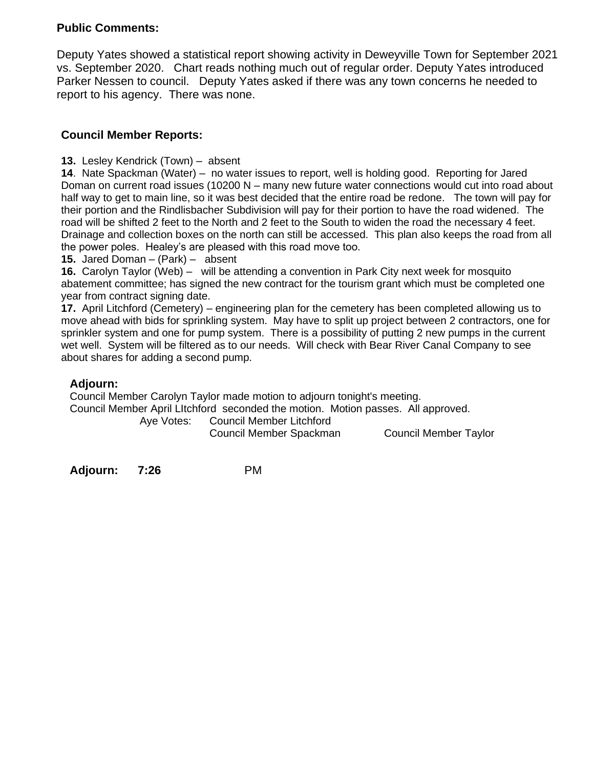**Public Comments:**

Deputy Yates showed a statistical report showing activity in Deweyville Town for September 2021 vs. September 2020. Chart reads nothing much out of regular order. Deputy Yates introduced Parker Nessen to council. Deputy Yates asked if there was any town concerns he needed to report to his agency. There was none.

**Council Member Reports:**

**13.** Lesley Kendrick (Town) – absent

**14**. Nate Spackman (Water) – no water issues to report, well is holding good. Reporting for Jared Doman on current road issues (10200 N – many new future water connections would cut into road about half way to get to main line, so it was best decided that the entire road be redone. The town will pay for their portion and the Rindlisbacher Subdivision will pay for their portion to have the road widened. The road will be shifted 2 feet to the North and 2 feet to the South to widen the road the necessary 4 feet. Drainage and collection boxes on the north can still be accessed. This plan also keeps the road from all the power poles. Healey's are pleased with this road move too.

**15.** Jared Doman – (Park) – absent

**16.** Carolyn Taylor (Web) – will be attending a convention in Park City next week for mosquito abatement committee; has signed the new contract for the tourism grant which must be completed one year from contract signing date.

**17.** April Litchford (Cemetery) – engineering plan for the cemetery has been completed allowing us to move ahead with bids for sprinkling system. May have to split up project between 2 contractors, one for sprinkler system and one for pump system. There is a possibility of putting 2 new pumps in the current wet well. System will be filtered as to our needs. Will check with Bear River Canal Company to see about shares for adding a second pump.

**Adjourn:**

Council Member Carolyn Taylor made motion to adjourn tonight's meeting.
Council Member April LItchford seconded the motion. Motion passes. All approved.

Aye Votes: Council Member Litchford
Council Member Spackman Council Member Taylor

**Adjourn: 7:26** PM